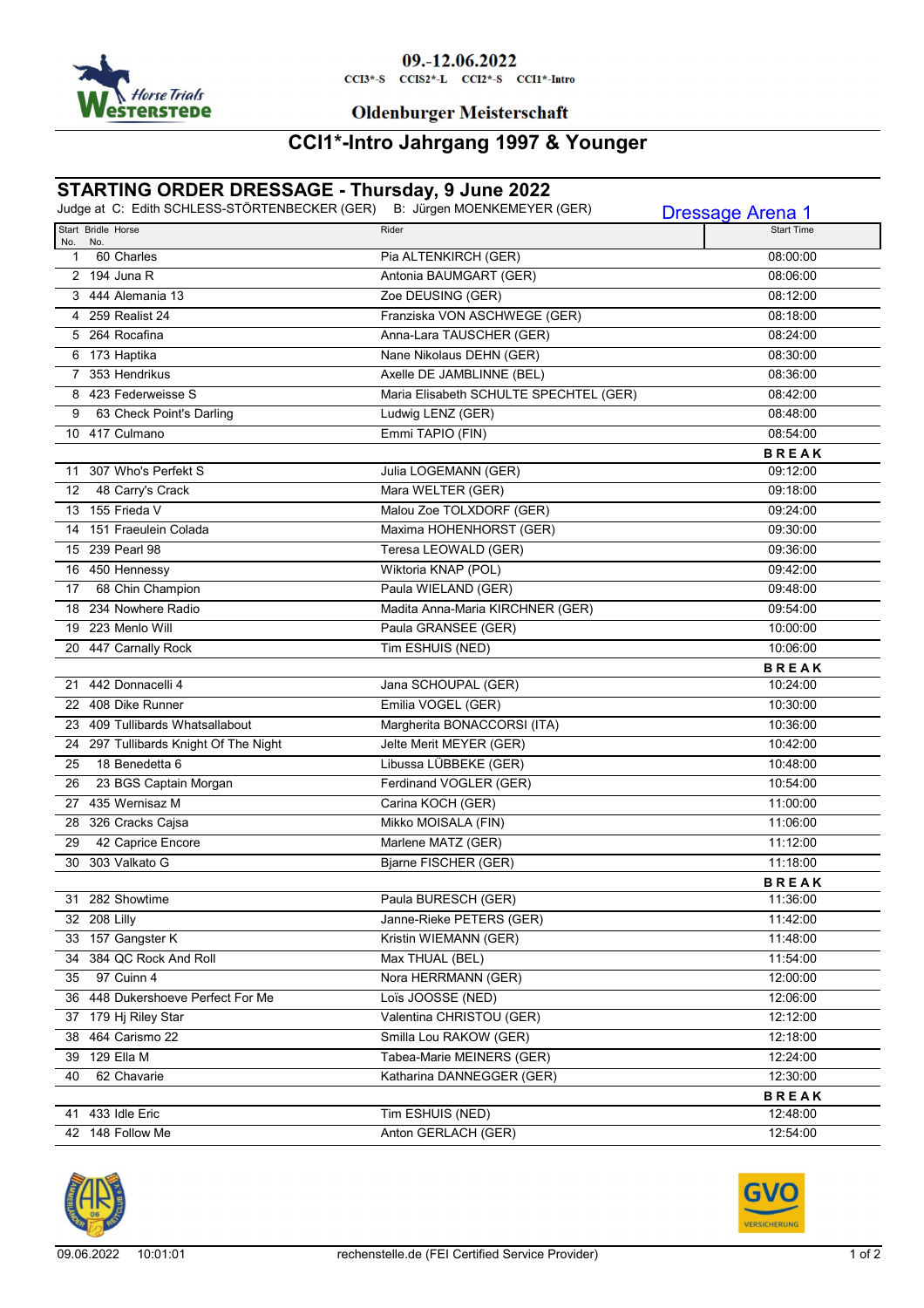09.-12.06.2022

CCI3*-S CCIS2*-L CCI2*-S CCI1*-Intro

Oldenburger Meisterschaft

# CCI1*-Intro Jahrgang 1997 & Younger

## STARTING ORDER DRESSAGE - Thursday, 9 June 2022

Judge at C: Edith SCHLESS-STÖRTENBECKER (GER) B: Jürgen MOENKEMEYER (GER)

Dressage Arena 1

| Start No. | Bridle No. | Horse | Rider | Start Time |
|---|---|---|---|---|
| 1 | 60 | Charles | Pia ALTENKIRCH (GER) | 08:00:00 |
| 2 | 194 | Juna R | Antonia BAUMGART (GER) | 08:06:00 |
| 3 | 444 | Alemania 13 | Zoe DEUSING (GER) | 08:12:00 |
| 4 | 259 | Realist 24 | Franziska VON ASCHWEGE (GER) | 08:18:00 |
| 5 | 264 | Rocafina | Anna-Lara TAUSCHER (GER) | 08:24:00 |
| 6 | 173 | Haptika | Nane Nikolaus DEHN (GER) | 08:30:00 |
| 7 | 353 | Hendrikus | Axelle DE JAMBLINNE (BEL) | 08:36:00 |
| 8 | 423 | Federweisse S | Maria Elisabeth SCHULTE SPECHTEL (GER) | 08:42:00 |
| 9 | 63 | Check Point's Darling | Ludwig LENZ (GER) | 08:48:00 |
| 10 | 417 | Culmano | Emmi TAPIO (FIN) | 08:54:00 |
| | | | | **BREAK** |
| 11 | 307 | Who's Perfekt S | Julia LOGEMANN (GER) | 09:12:00 |
| 12 | 48 | Carry's Crack | Mara WELTER (GER) | 09:18:00 |
| 13 | 155 | Frieda V | Malou Zoe TOLXDORF (GER) | 09:24:00 |
| 14 | 151 | Fraeulein Colada | Maxima HOHENHORST (GER) | 09:30:00 |
| 15 | 239 | Pearl 98 | Teresa LEOWALD (GER) | 09:36:00 |
| 16 | 450 | Hennessy | Wiktoria KNAP (POL) | 09:42:00 |
| 17 | 68 | Chin Champion | Paula WIELAND (GER) | 09:48:00 |
| 18 | 234 | Nowhere Radio | Madita Anna-Maria KIRCHNER (GER) | 09:54:00 |
| 19 | 223 | Menlo Will | Paula GRANSEE (GER) | 10:00:00 |
| 20 | 447 | Carnally Rock | Tim ESHUIS (NED) | 10:06:00 |
| | | | | **BREAK** |
| 21 | 442 | Donnacelli 4 | Jana SCHOUPAL (GER) | 10:24:00 |
| 22 | 408 | Dike Runner | Emilia VOGEL (GER) | 10:30:00 |
| 23 | 409 | Tullibards Whatsallabout | Margherita BONACCORSI (ITA) | 10:36:00 |
| 24 | 297 | Tullibards Knight Of The Night | Jelte Merit MEYER (GER) | 10:42:00 |
| 25 | 18 | Benedetta 6 | Libussa LÜBBEKE (GER) | 10:48:00 |
| 26 | 23 | BGS Captain Morgan | Ferdinand VOGLER (GER) | 10:54:00 |
| 27 | 435 | Wernisaz M | Carina KOCH (GER) | 11:00:00 |
| 28 | 326 | Cracks Cajsa | Mikko MOISALA (FIN) | 11:06:00 |
| 29 | 42 | Caprice Encore | Marlene MATZ (GER) | 11:12:00 |
| 30 | 303 | Valkato G | Bjarne FISCHER (GER) | 11:18:00 |
| | | | | **BREAK** |
| 31 | 282 | Showtime | Paula BURESCH (GER) | 11:36:00 |
| 32 | 208 | Lilly | Janne-Rieke PETERS (GER) | 11:42:00 |
| 33 | 157 | Gangster K | Kristin WIEMANN (GER) | 11:48:00 |
| 34 | 384 | QC Rock And Roll | Max THUAL (BEL) | 11:54:00 |
| 35 | 97 | Cuinn 4 | Nora HERRMANN (GER) | 12:00:00 |
| 36 | 448 | Dukershoeve Perfect For Me | Loïs JOOSSE (NED) | 12:06:00 |
| 37 | 179 | Hj Riley Star | Valentina CHRISTOU (GER) | 12:12:00 |
| 38 | 464 | Carismo 22 | Smilla Lou RAKOW (GER) | 12:18:00 |
| 39 | 129 | Ella M | Tabea-Marie MEINERS (GER) | 12:24:00 |
| 40 | 62 | Chavarie | Katharina DANNEGGER (GER) | 12:30:00 |
| | | | | **BREAK** |
| 41 | 433 | Idle Eric | Tim ESHUIS (NED) | 12:48:00 |
| 42 | 148 | Follow Me | Anton GERLACH (GER) | 12:54:00 |

09.06.2022 10:01:01 rechenstelle.de (FEI Certified Service Provider)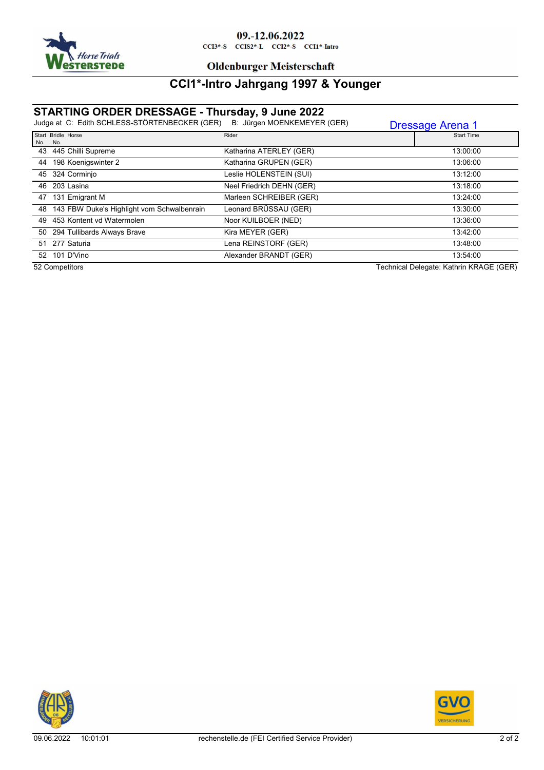09.-12.06.2022

CCI3*-S CCIS2*-L CCI2*-S CCI1*-Intro

Oldenburger Meisterschaft

# CCI1*-Intro Jahrgang 1997 & Younger

## STARTING ORDER DRESSAGE - Thursday, 9 June 2022

Judge at C: Edith SCHLESS-STÖRTENBECKER (GER) B: Jürgen MOENKEMEYER (GER)

Dressage Arena 1

| Start No. | Bridle No. | Horse | Rider | Start Time |
|---|---|---|---|---|
| 43 | 445 | Chilli Supreme | Katharina ATERLEY (GER) | 13:00:00 |
| 44 | 198 | Koenigswinter 2 | Katharina GRUPEN (GER) | 13:06:00 |
| 45 | 324 | Corminjo | Leslie HOLENSTEIN (SUI) | 13:12:00 |
| 46 | 203 | Lasina | Neel Friedrich DEHN (GER) | 13:18:00 |
| 47 | 131 | Emigrant M | Marleen SCHREIBER (GER) | 13:24:00 |
| 48 | 143 | FBW Duke's Highlight vom Schwalbenrain | Leonard BRÜSSAU (GER) | 13:30:00 |
| 49 | 453 | Kontent vd Watermolen | Noor KUILBOER (NED) | 13:36:00 |
| 50 | 294 | Tullibards Always Brave | Kira MEYER (GER) | 13:42:00 |
| 51 | 277 | Saturia | Lena REINSTORF (GER) | 13:48:00 |
| 52 | 101 | D'Vino | Alexander BRANDT (GER) | 13:54:00 |

52 Competitors

Technical Delegate: Kathrin KRAGE (GER)

09.06.2022 10:01:01 rechenstelle.de (FEI Certified Service Provider)